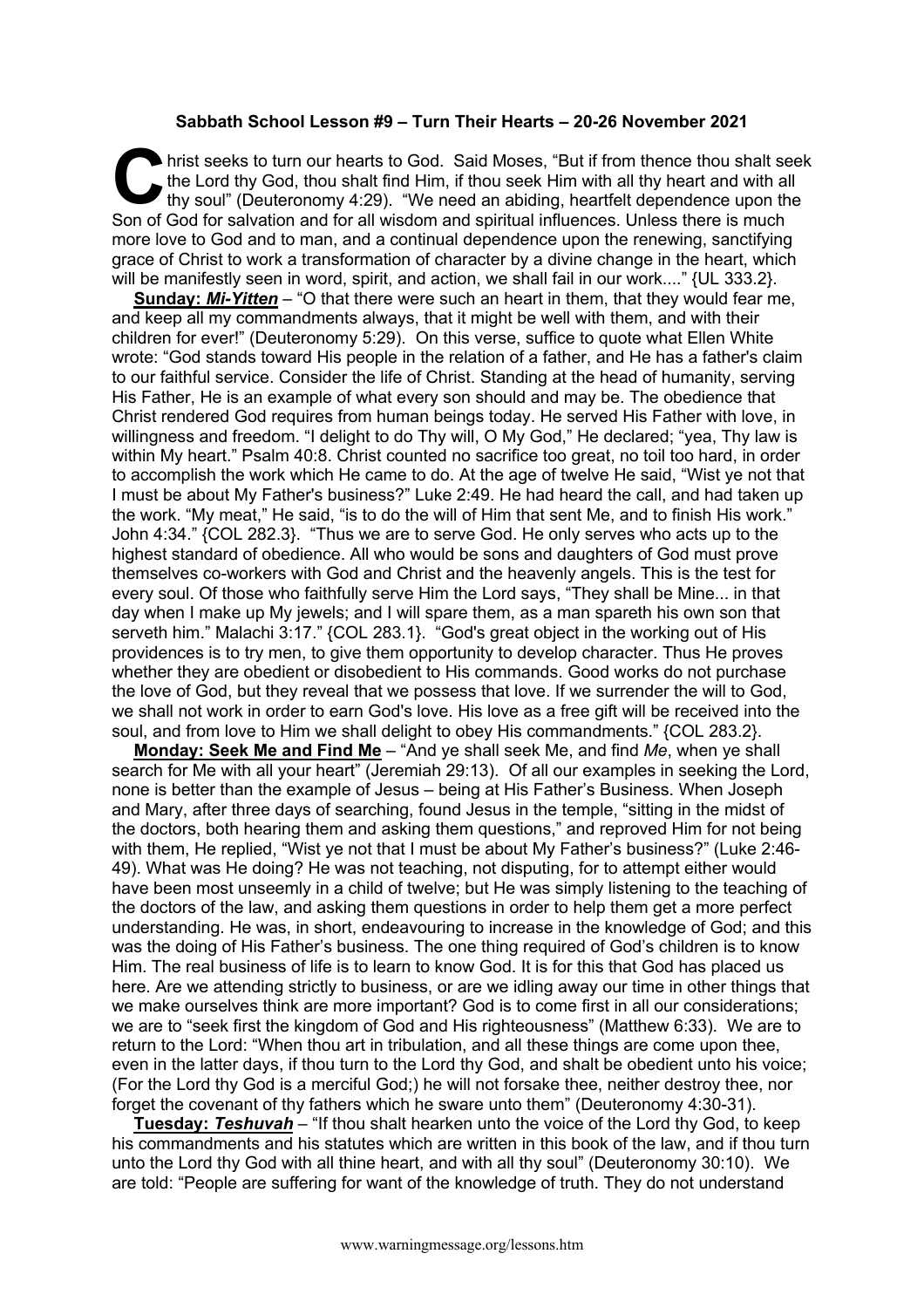**Sabbath School Lesson #9 – Turn Their Hearts – 20-26 November 2021**

Christ seeks to turn our hearts to God. Said Moses, "But if from thence thou shalt seek the Lord thy God, thou shalt find Him, if thou seek Him with all thy heart and with all thy soul" (Deuteronomy 4:29). "We need an abiding, heartfelt dependence upon the Son of God for salvation and for all wisdom and spiritual influences. Unless there is much more love to God and to man, and a continual dependence upon the renewing, sanctifying grace of Christ to work a transformation of character by a divine change in the heart, which will be manifestly seen in word, spirit, and action, we shall fail in our work...." {UL 333.2}.

**Sunday: *Mi-Yitten*** – "O that there were such an heart in them, that they would fear me, and keep all my commandments always, that it might be well with them, and with their children for ever!" (Deuteronomy 5:29). On this verse, suffice to quote what Ellen White wrote: "God stands toward His people in the relation of a father, and He has a father's claim to our faithful service. Consider the life of Christ. Standing at the head of humanity, serving His Father, He is an example of what every son should and may be. The obedience that Christ rendered God requires from human beings today. He served His Father with love, in willingness and freedom. "I delight to do Thy will, O My God," He declared; "yea, Thy law is within My heart." Psalm 40:8. Christ counted no sacrifice too great, no toil too hard, in order to accomplish the work which He came to do. At the age of twelve He said, "Wist ye not that I must be about My Father's business?" Luke 2:49. He had heard the call, and had taken up the work. "My meat," He said, "is to do the will of Him that sent Me, and to finish His work." John 4:34." {COL 282.3}. "Thus we are to serve God. He only serves who acts up to the highest standard of obedience. All who would be sons and daughters of God must prove themselves co-workers with God and Christ and the heavenly angels. This is the test for every soul. Of those who faithfully serve Him the Lord says, "They shall be Mine... in that day when I make up My jewels; and I will spare them, as a man spareth his own son that serveth him." Malachi 3:17." {COL 283.1}. "God's great object in the working out of His providences is to try men, to give them opportunity to develop character. Thus He proves whether they are obedient or disobedient to His commands. Good works do not purchase the love of God, but they reveal that we possess that love. If we surrender the will to God, we shall not work in order to earn God's love. His love as a free gift will be received into the soul, and from love to Him we shall delight to obey His commandments." {COL 283.2}.

**Monday: Seek Me and Find Me** – "And ye shall seek Me, and find *Me*, when ye shall search for Me with all your heart" (Jeremiah 29:13). Of all our examples in seeking the Lord, none is better than the example of Jesus – being at His Father's Business. When Joseph and Mary, after three days of searching, found Jesus in the temple, "sitting in the midst of the doctors, both hearing them and asking them questions," and reproved Him for not being with them, He replied, "Wist ye not that I must be about My Father's business?" (Luke 2:46-49). What was He doing? He was not teaching, not disputing, for to attempt either would have been most unseemly in a child of twelve; but He was simply listening to the teaching of the doctors of the law, and asking them questions in order to help them get a more perfect understanding. He was, in short, endeavouring to increase in the knowledge of God; and this was the doing of His Father's business. The one thing required of God's children is to know Him. The real business of life is to learn to know God. It is for this that God has placed us here. Are we attending strictly to business, or are we idling away our time in other things that we make ourselves think are more important? God is to come first in all our considerations; we are to "seek first the kingdom of God and His righteousness" (Matthew 6:33). We are to return to the Lord: "When thou art in tribulation, and all these things are come upon thee, even in the latter days, if thou turn to the Lord thy God, and shalt be obedient unto his voice; (For the Lord thy God is a merciful God;) he will not forsake thee, neither destroy thee, nor forget the covenant of thy fathers which he sware unto them" (Deuteronomy 4:30-31).

**Tuesday: *Teshuvah*** – "If thou shalt hearken unto the voice of the Lord thy God, to keep his commandments and his statutes which are written in this book of the law, and if thou turn unto the Lord thy God with all thine heart, and with all thy soul" (Deuteronomy 30:10). We are told: "People are suffering for want of the knowledge of truth. They do not understand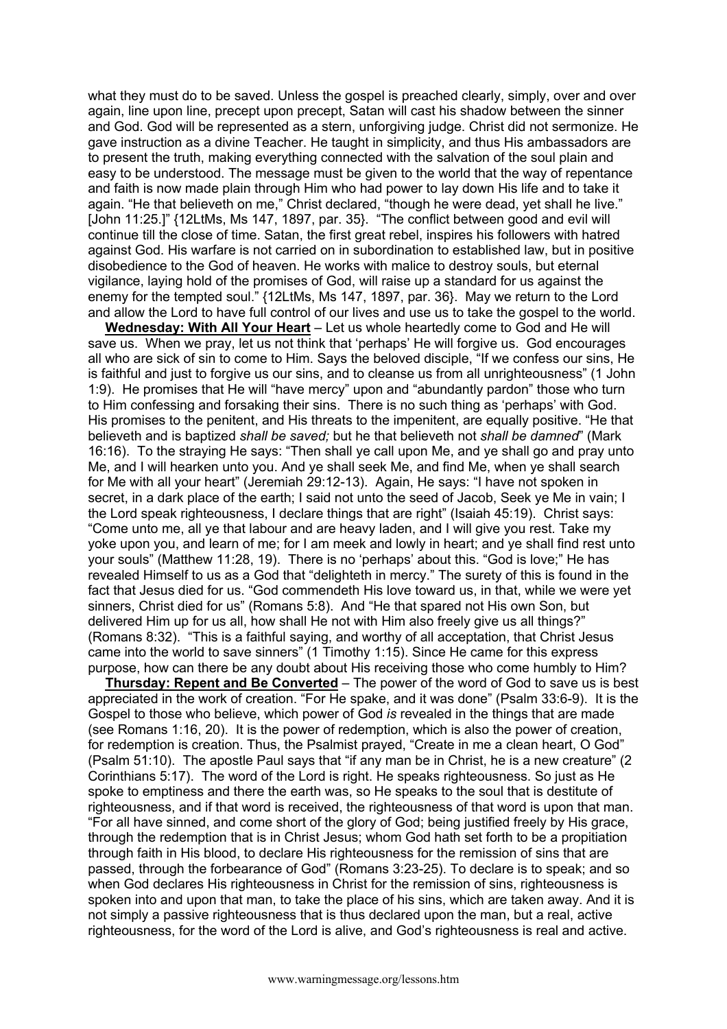what they must do to be saved. Unless the gospel is preached clearly, simply, over and over again, line upon line, precept upon precept, Satan will cast his shadow between the sinner and God. God will be represented as a stern, unforgiving judge. Christ did not sermonize. He gave instruction as a divine Teacher. He taught in simplicity, and thus His ambassadors are to present the truth, making everything connected with the salvation of the soul plain and easy to be understood. The message must be given to the world that the way of repentance and faith is now made plain through Him who had power to lay down His life and to take it again. "He that believeth on me," Christ declared, "though he were dead, yet shall he live." [John 11:25.]" {12LtMs, Ms 147, 1897, par. 35}. "The conflict between good and evil will continue till the close of time. Satan, the first great rebel, inspires his followers with hatred against God. His warfare is not carried on in subordination to established law, but in positive disobedience to the God of heaven. He works with malice to destroy souls, but eternal vigilance, laying hold of the promises of God, will raise up a standard for us against the enemy for the tempted soul." {12LtMs, Ms 147, 1897, par. 36}. May we return to the Lord and allow the Lord to have full control of our lives and use us to take the gospel to the world.

**Wednesday: With All Your Heart** – Let us whole heartedly come to God and He will save us. When we pray, let us not think that 'perhaps' He will forgive us. God encourages all who are sick of sin to come to Him. Says the beloved disciple, "If we confess our sins, He is faithful and just to forgive us our sins, and to cleanse us from all unrighteousness" (1 John 1:9). He promises that He will "have mercy" upon and "abundantly pardon" those who turn to Him confessing and forsaking their sins. There is no such thing as 'perhaps' with God. His promises to the penitent, and His threats to the impenitent, are equally positive. "He that believeth and is baptized *shall be saved;* but he that believeth not *shall be damned*" (Mark 16:16). To the straying He says: "Then shall ye call upon Me, and ye shall go and pray unto Me, and I will hearken unto you. And ye shall seek Me, and find Me, when ye shall search for Me with all your heart" (Jeremiah 29:12-13). Again, He says: "I have not spoken in secret, in a dark place of the earth; I said not unto the seed of Jacob, Seek ye Me in vain; I the Lord speak righteousness, I declare things that are right" (Isaiah 45:19). Christ says: "Come unto me, all ye that labour and are heavy laden, and I will give you rest. Take my yoke upon you, and learn of me; for I am meek and lowly in heart; and ye shall find rest unto your souls" (Matthew 11:28, 19). There is no 'perhaps' about this. "God is love;" He has revealed Himself to us as a God that "delighteth in mercy." The surety of this is found in the fact that Jesus died for us. "God commendeth His love toward us, in that, while we were yet sinners, Christ died for us" (Romans 5:8). And "He that spared not His own Son, but delivered Him up for us all, how shall He not with Him also freely give us all things?" (Romans 8:32). "This is a faithful saying, and worthy of all acceptation, that Christ Jesus came into the world to save sinners" (1 Timothy 1:15). Since He came for this express purpose, how can there be any doubt about His receiving those who come humbly to Him?

**Thursday: Repent and Be Converted** – The power of the word of God to save us is best appreciated in the work of creation. "For He spake, and it was done" (Psalm 33:6-9). It is the Gospel to those who believe, which power of God *is* revealed in the things that are made (see Romans 1:16, 20). It is the power of redemption, which is also the power of creation, for redemption is creation. Thus, the Psalmist prayed, "Create in me a clean heart, O God" (Psalm 51:10). The apostle Paul says that "if any man be in Christ, he is a new creature" (2 Corinthians 5:17). The word of the Lord is right. He speaks righteousness. So just as He spoke to emptiness and there the earth was, so He speaks to the soul that is destitute of righteousness, and if that word is received, the righteousness of that word is upon that man. "For all have sinned, and come short of the glory of God; being justified freely by His grace, through the redemption that is in Christ Jesus; whom God hath set forth to be a propitiation through faith in His blood, to declare His righteousness for the remission of sins that are passed, through the forbearance of God" (Romans 3:23-25). To declare is to speak; and so when God declares His righteousness in Christ for the remission of sins, righteousness is spoken into and upon that man, to take the place of his sins, which are taken away. And it is not simply a passive righteousness that is thus declared upon the man, but a real, active righteousness, for the word of the Lord is alive, and God's righteousness is real and active.

www.warningmessage.org/lessons.htm